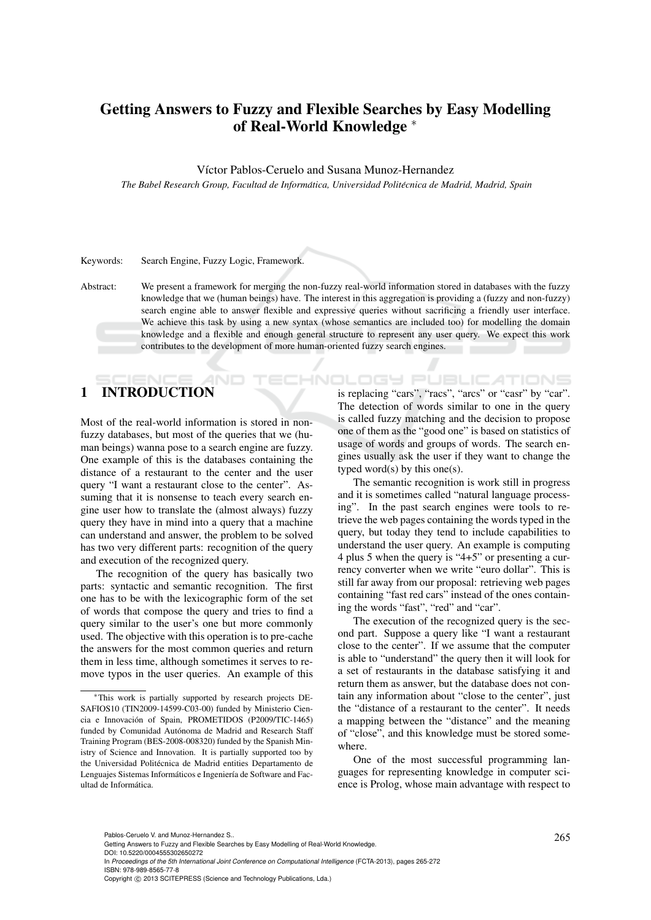# Getting Answers to Fuzzy and Flexible Searches by Easy Modelling of Real-World Knowledge *

Víctor Pablos-Ceruelo and Susana Munoz-Hernandez

*The Babel Research Group, Facultad de Informática, Universidad Politécnica de Madrid, Madrid, Spain*

Keywords: Search Engine, Fuzzy Logic, Framework.

Abstract: We present a framework for merging the non-fuzzy real-world information stored in databases with the fuzzy knowledge that we (human beings) have. The interest in this aggregation is providing a (fuzzy and non-fuzzy) search engine able to answer flexible and expressive queries without sacrificing a friendly user interface. We achieve this task by using a new syntax (whose semantics are included too) for modelling the domain knowledge and a flexible and enough general structure to represent any user query. We expect this work contributes to the development of more human-oriented fuzzy search engines.

## 1 INTRODUCTION

Most of the real-world information is stored in non-fuzzy databases, but most of the queries that we (human beings) wanna pose to a search engine are fuzzy. One example of this is the databases containing the distance of a restaurant to the center and the user query "I want a restaurant close to the center". Assuming that it is nonsense to teach every search engine user how to translate the (almost always) fuzzy query they have in mind into a query that a machine can understand and answer, the problem to be solved has two very different parts: recognition of the query and execution of the recognized query.

The recognition of the query has basically two parts: syntactic and semantic recognition. The first one has to be with the lexicographic form of the set of words that compose the query and tries to find a query similar to the user's one but more commonly used. The objective with this operation is to pre-cache the answers for the most common queries and return them in less time, although sometimes it serves to remove typos in the user queries. An example of this is replacing "cars", "racs", "arcs" or "casr" by "car". The detection of words similar to one in the query is called fuzzy matching and the decision to propose one of them as the "good one" is based on statistics of usage of words and groups of words. The search engines usually ask the user if they want to change the typed word(s) by this one(s).

The semantic recognition is work still in progress and it is sometimes called "natural language processing". In the past search engines were tools to retrieve the web pages containing the words typed in the query, but today they tend to include capabilities to understand the user query. An example is computing 4 plus 5 when the query is "4+5" or presenting a currency converter when we write "euro dollar". This is still far away from our proposal: retrieving web pages containing "fast red cars" instead of the ones containing the words "fast", "red" and "car".

The execution of the recognized query is the second part. Suppose a query like "I want a restaurant close to the center". If we assume that the computer is able to "understand" the query then it will look for a set of restaurants in the database satisfying it and return them as answer, but the database does not contain any information about "close to the center", just the "distance of a restaurant to the center". It needs a mapping between the "distance" and the meaning of "close", and this knowledge must be stored somewhere.

One of the most successful programming languages for representing knowledge in computer science is Prolog, whose main advantage with respect to

*This work is partially supported by research projects DESAFIOS10 (TIN2009-14599-C03-00) funded by Ministerio Ciencia e Innovación of Spain, PROMETIDOS (P2009/TIC-1465) funded by Comunidad Autónoma de Madrid and Research Staff Training Program (BES-2008-008320) funded by the Spanish Ministry of Science and Innovation. It is partially supported too by the Universidad Politécnica de Madrid entities Departamento de Lenguajes Sistemas Informáticos e Ingeniería de Software and Facultad de Informática.

Pablos-Ceruelo V. and Munoz-Hernandez S..
Getting Answers to Fuzzy and Flexible Searches by Easy Modelling of Real-World Knowledge.
DOI: 10.5220/0004555302650272
In *Proceedings of the 5th International Joint Conference on Computational Intelligence* (FCTA-2013), pages 265-272
ISBN: 978-989-8565-77-8
Copyright © 2013 SCITEPRESS (Science and Technology Publications, Lda.)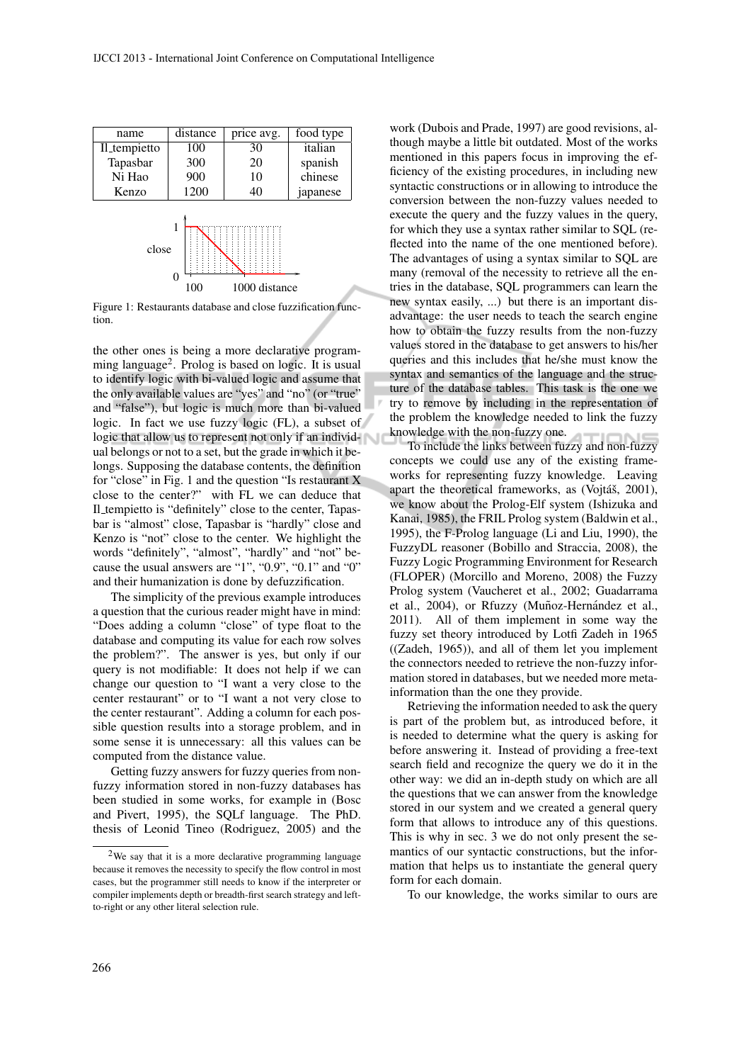| name | distance | price avg. | food type |
|---|---|---|---|
| Il_tempietto | 100 | 30 | italian |
| Tapasbar | 300 | 20 | spanish |
| Ni Hao | 900 | 10 | chinese |
| Kenzo | 1200 | 40 | japanese |

Figure 1: Restaurants database and close fuzzification function.

the other ones is being a more declarative programming language[2]. Prolog is based on logic. It is usual to identify logic with bi-valued logic and assume that the only available values are "yes" and "no" (or "true" and "false"), but logic is much more than bi-valued logic. In fact we use fuzzy logic (FL), a subset of logic that allow us to represent not only if an individual belongs or not to a set, but the grade in which it belongs. Supposing the database contents, the definition for "close" in Fig. 1 and the question "Is restaurant X close to the center?" with FL we can deduce that Il_tempietto is "definitely" close to the center, Tapasbar is "almost" close, Tapasbar is "hardly" close and Kenzo is "not" close to the center. We highlight the words "definitely", "almost", "hardly" and "not" because the usual answers are "1", "0.9", "0.1" and "0" and their humanization is done by defuzzification.

The simplicity of the previous example introduces a question that the curious reader might have in mind: "Does adding a column "close" of type float to the database and computing its value for each row solves the problem?". The answer is yes, but only if our query is not modifiable: It does not help if we can change our question to "I want a very close to the center restaurant" or to "I want a not very close to the center restaurant". Adding a column for each possible question results into a storage problem, and in some sense it is unnecessary: all this values can be computed from the distance value.

Getting fuzzy answers for fuzzy queries from non-fuzzy information stored in non-fuzzy databases has been studied in some works, for example in (Bosc and Pivert, 1995), the SQLf language. The PhD. thesis of Leonid Tineo (Rodriguez, 2005) and the work (Dubois and Prade, 1997) are good revisions, although maybe a little bit outdated. Most of the works mentioned in this papers focus in improving the efficiency of the existing procedures, in including new syntactic constructions or in allowing to introduce the conversion between the non-fuzzy values needed to execute the query and the fuzzy values in the query, for which they use a syntax rather similar to SQL (reflected into the name of the one mentioned before). The advantages of using a syntax similar to SQL are many (removal of the necessity to retrieve all the entries in the database, SQL programmers can learn the new syntax easily, ...) but there is an important disadvantage: the user needs to teach the search engine how to obtain the fuzzy results from the non-fuzzy values stored in the database to get answers to his/her queries and this includes that he/she must know the syntax and semantics of the language and the structure of the database tables. This task is the one we try to remove by including in the representation of the problem the knowledge needed to link the fuzzy knowledge with the non-fuzzy one.

To include the links between fuzzy and non-fuzzy concepts we could use any of the existing frameworks for representing fuzzy knowledge. Leaving apart the theoretical frameworks, as (Vojtáš, 2001), we know about the Prolog-Elf system (Ishizuka and Kanai, 1985), the FRIL Prolog system (Baldwin et al., 1995), the F-Prolog language (Li and Liu, 1990), the FuzzyDL reasoner (Bobillo and Straccia, 2008), the Fuzzy Logic Programming Environment for Research (FLOPER) (Morcillo and Moreno, 2008) the Fuzzy Prolog system (Vaucheret et al., 2002; Guadarrama et al., 2004), or Rfuzzy (Muñoz-Hernández et al., 2011). All of them implement in some way the fuzzy set theory introduced by Lotfi Zadeh in 1965 ((Zadeh, 1965)), and all of them let you implement the connectors needed to retrieve the non-fuzzy information stored in databases, but we needed more meta-information than the one they provide.

Retrieving the information needed to ask the query is part of the problem but, as introduced before, it is needed to determine what the query is asking for before answering it. Instead of providing a free-text search field and recognize the query we do it in the other way: we did an in-depth study on which are all the questions that we can answer from the knowledge stored in our system and we created a general query form that allows to introduce any of this questions. This is why in sec. 3 we do not only present the semantics of our syntactic constructions, but the information that helps us to instantiate the general query form for each domain.

To our knowledge, the works similar to ours are

[2] We say that it is a more declarative programming language because it removes the necessity to specify the flow control in most cases, but the programmer still needs to know if the interpreter or compiler implements depth or breadth-first search strategy and left-to-right or any other literal selection rule.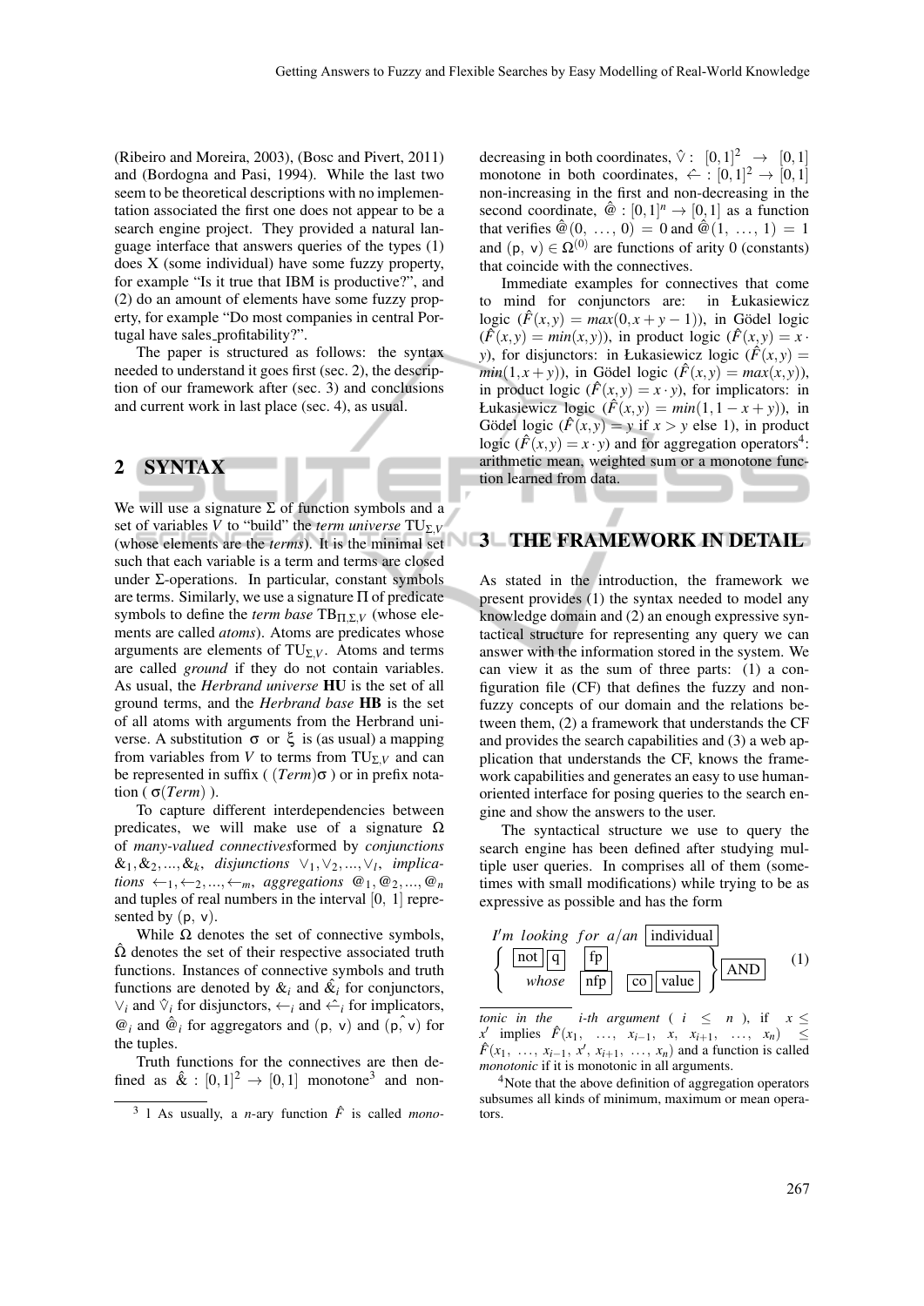(Ribeiro and Moreira, 2003), (Bosc and Pivert, 2011) and (Bordogna and Pasi, 1994). While the last two seem to be theoretical descriptions with no implementation associated the first one does not appear to be a search engine project. They provided a natural language interface that answers queries of the types (1) does X (some individual) have some fuzzy property, for example "Is it true that IBM is productive?", and (2) do an amount of elements have some fuzzy property, for example "Do most companies in central Portugal have sales_profitability?".

The paper is structured as follows: the syntax needed to understand it goes first (sec. 2), the description of our framework after (sec. 3) and conclusions and current work in last place (sec. 4), as usual.

## 2 SYNTAX

We will use a signature $\Sigma$ of function symbols and a set of variables $V$ to "build" the *term universe* $\mathrm{TU}_{\Sigma,V}$ (whose elements are the *terms*). It is the minimal set such that each variable is a term and terms are closed under $\Sigma$-operations. In particular, constant symbols are terms. Similarly, we use a signature $\Pi$ of predicate symbols to define the *term base* $\mathrm{TB}_{\Pi,\Sigma,V}$ (whose elements are called *atoms*). Atoms are predicates whose arguments are elements of $\mathrm{TU}_{\Sigma,V}$. Atoms and terms are called *ground* if they do not contain variables. As usual, the *Herbrand universe* **HU** is the set of all ground terms, and the *Herbrand base* **HB** is the set of all atoms with arguments from the Herbrand universe. A substitution $\sigma$ or $\xi$ is (as usual) a mapping from variables from $V$ to terms from $\mathrm{TU}_{\Sigma,V}$ and can be represented in suffix ( $(Term)\sigma$ ) or in prefix notation ( $\sigma(Term)$ ).

To capture different interdependencies between predicates, we will make use of a signature $\Omega$ of *many-valued connectives*formed by *conjunctions* $\&_1, \&_2, ..., \&_k$, *disjunctions* $\vee_1, \vee_2, ..., \vee_l$, *implications* $\leftarrow_1, \leftarrow_2, ..., \leftarrow_m$, *aggregations* $@_1, @_2, ..., @_n$ and tuples of real numbers in the interval $[0,\ 1]$ represented by $(\mathsf{p},\ \mathsf{v})$.

While $\Omega$ denotes the set of connective symbols, $\hat{\Omega}$ denotes the set of their respective associated truth functions. Instances of connective symbols and truth functions are denoted by $\&_i$ and $\hat{\&}_i$ for conjunctors, $\vee_i$ and $\hat{\vee}_i$ for disjunctors, $\leftarrow_i$ and $\hat{\leftarrow}_i$ for implicators, $@_i$ and $\hat{@}_i$ for aggregators and $(\mathsf{p},\ \mathsf{v})$ and $(\hat{\mathsf{p},\ \mathsf{v}})$ for the tuples.

Truth functions for the connectives are then defined as $\hat{\&} : [0,1]^2 \rightarrow [0,1]$ monotone[3] and non-decreasing in both coordinates, $\hat{\vee} :\ [0,1]^2 \rightarrow [0,1]$ monotone in both coordinates, $\hat{\leftarrow} : [0,1]^2 \rightarrow [0,1]$ non-increasing in the first and non-decreasing in the second coordinate, $\hat{@} : [0,1]^n \rightarrow [0,1]$ as a function that verifies $\hat{@}(0,\ \dots,\ 0) = 0$ and $\hat{@}(1,\ \dots,\ 1) = 1$ and $(\mathsf{p},\ \mathsf{v}) \in \Omega^{(0)}$ are functions of arity 0 (constants) that coincide with the connectives.

Immediate examples for connectives that come to mind for conjunctors are: in Łukasiewicz logic ($\hat{F}(x,y) = max(0, x+y-1)$), in Gödel logic ($\hat{F}(x,y) = min(x,y)$), in product logic ($\hat{F}(x,y) = x \cdot y$), for disjunctors: in Łukasiewicz logic ($\hat{F}(x,y) = min(1, x+y)$), in Gödel logic ($\hat{F}(x,y) = max(x,y)$), in product logic ($\hat{F}(x,y) = x \cdot y$), for implicators: in Łukasiewicz logic ($\hat{F}(x,y) = min(1, 1-x+y)$), in Gödel logic ($\hat{F}(x,y) = y$ if $x > y$ else 1), in product logic ($\hat{F}(x,y) = x \cdot y$) and for aggregation operators[4]: arithmetic mean, weighted sum or a monotone function learned from data.

## 3 THE FRAMEWORK IN DETAIL

As stated in the introduction, the framework we present provides (1) the syntax needed to model any knowledge domain and (2) an enough expressive syntactical structure for representing any query we can answer with the information stored in the system. We can view it as the sum of three parts: (1) a configuration file (CF) that defines the fuzzy and non-fuzzy concepts of our domain and the relations between them, (2) a framework that understands the CF and provides the search capabilities and (3) a web application that understands the CF, knows the framework capabilities and generates an easy to use human-oriented interface for posing queries to the search engine and show the answers to the user.

The syntactical structure we use to query the search engine has been defined after studying multiple user queries. In comprises all of them (sometimes with small modifications) while trying to be as expressive as possible and has the form

$$
\begin{array}{l}
I'm\ looking\ for\ a/an\ \boxed{\text{individual}} \\
\left\{ \begin{array}{ll} \boxed{\text{not}}\ \boxed{\text{q}} & \boxed{\text{fp}} \\ \quad whose & \boxed{\text{nfp}}\ \ \boxed{\text{co}}\ \boxed{\text{value}} \end{array} \right\} \boxed{\text{AND}}
\end{array}
\qquad (1)
$$

---

[3] 1 As usually, a $n$-ary function $\hat{F}$ is called *monotonic in the i-th argument* ( $i \leq n$ ), if $x \leq x'$ implies $\hat{F}(x_1,\ \dots,\ x_{i-1},\ x,\ x_{i+1},\ \dots,\ x_n) \leq \hat{F}(x_1,\ \dots,\ x_{i-1},\ x',\ x_{i+1},\ \dots,\ x_n)$ and a function is called *monotonic* if it is monotonic in all arguments.

[4] Note that the above definition of aggregation operators subsumes all kinds of minimum, maximum or mean operators.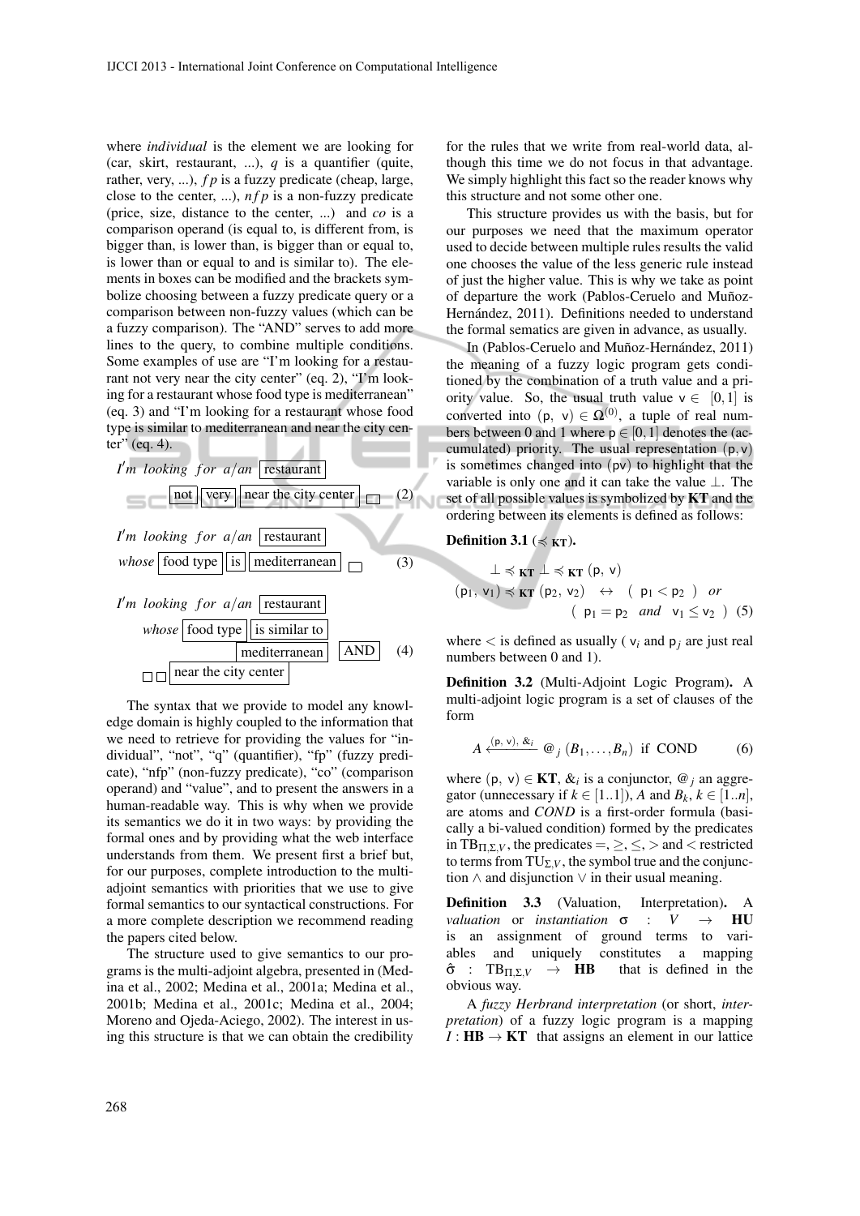where *individual* is the element we are looking for (car, skirt, restaurant, ...), $q$ is a quantifier (quite, rather, very, ...), $fp$ is a fuzzy predicate (cheap, large, close to the center, ...), $nfp$ is a non-fuzzy predicate (price, size, distance to the center, ...) and $co$ is a comparison operand (is equal to, is different from, is bigger than, is lower than, is bigger than or equal to, is lower than or equal to and is similar to). The elements in boxes can be modified and the brackets symbolize choosing between a fuzzy predicate query or a comparison between non-fuzzy values (which can be a fuzzy comparison). The "AND" serves to add more lines to the query, to combine multiple conditions. Some examples of use are "I'm looking for a restaurant not very near the city center" (eq. 2), "I'm looking for a restaurant whose food type is mediterranean" (eq. 3) and "I'm looking for a restaurant whose food type is similar to mediterranean and near the city center" (eq. 4).

$$I'm\ looking\ for\ a/an\ \boxed{\text{restaurant}}\ \boxed{\text{not}}\ \boxed{\text{very}}\ \boxed{\text{near the city center}}\ \boxed{\phantom{x}} \quad (2)$$

$$I'm\ looking\ for\ a/an\ \boxed{\text{restaurant}}\ whose\ \boxed{\text{food type}}\ \boxed{\text{is}}\ \boxed{\text{mediterranean}}\ \boxed{\phantom{x}} \quad (3)$$

$$I'm\ looking\ for\ a/an\ \boxed{\text{restaurant}}\ whose\ \boxed{\text{food type}}\ \boxed{\text{is similar to}}\ \boxed{\text{mediterranean}}\ \boxed{\text{AND}}\ \boxed{\phantom{x}}\ \boxed{\phantom{x}}\ \boxed{\text{near the city center}} \quad (4)$$

The syntax that we provide to model any knowledge domain is highly coupled to the information that we need to retrieve for providing the values for "individual", "not", "q" (quantifier), "fp" (fuzzy predicate), "nfp" (non-fuzzy predicate), "co" (comparison operand) and "value", and to present the answers in a human-readable way. This is why when we provide its semantics we do it in two ways: by providing the formal ones and by providing what the web interface understands from them. We present first a brief but, for our purposes, complete introduction to the multi-adjoint semantics with priorities that we use to give formal semantics to our syntactical constructions. For a more complete description we recommend reading the papers cited below.

The structure used to give semantics to our programs is the multi-adjoint algebra, presented in (Medina et al., 2002; Medina et al., 2001a; Medina et al., 2001b; Medina et al., 2001c; Medina et al., 2004; Moreno and Ojeda-Aciego, 2002). The interest in using this structure is that we can obtain the credibility for the rules that we write from real-world data, although this time we do not focus in that advantage. We simply highlight this fact so the reader knows why this structure and not some other one.

This structure provides us with the basis, but for our purposes we need that the maximum operator used to decide between multiple rules results the valid one chooses the value of the less generic rule instead of just the higher value. This is why we take as point of departure the work (Pablos-Ceruelo and Muñoz-Hernández, 2011). Definitions needed to understand the formal sematics are given in advance, as usually.

In (Pablos-Ceruelo and Muñoz-Hernández, 2011) the meaning of a fuzzy logic program gets conditioned by the combination of a truth value and a priority value. So, the usual truth value $v \in [0,1]$ is converted into $(p,\ v) \in \Omega^{(0)}$, a tuple of real numbers between 0 and 1 where $p \in [0,1]$ denotes the (accumulated) priority. The usual representation $(p, v)$ is sometimes changed into $(pv)$ to highlight that the variable is only one and it can take the value $\perp$. The set of all possible values is symbolized by **KT** and the ordering between its elements is defined as follows:

**Definition 3.1** ($\preccurlyeq_{\mathbf{KT}}$).

$$\perp \preccurlyeq_{\mathbf{KT}} \perp \preccurlyeq_{\mathbf{KT}} (p,\ v)$$
$$(p_1,\ v_1) \preccurlyeq_{\mathbf{KT}} (p_2,\ v_2) \quad \leftrightarrow \quad (\ p_1 < p_2\ ) \quad or \quad (\ p_1 = p_2 \quad and \quad v_1 \leq v_2\ ) \quad (5)$$

where $<$ is defined as usually ( $v_i$ and $p_j$ are just real numbers between 0 and 1).

**Definition 3.2** (Multi-Adjoint Logic Program)**.** A multi-adjoint logic program is a set of clauses of the form

$$A \xleftarrow{(p,\ v),\ \&_i} @_j\ (B_1, \ldots, B_n) \ \text{ if }\ \text{COND} \qquad (6)$$

where $(p,\ v) \in \mathbf{KT}$, $\&_i$ is a conjunctor, $@_j$ an aggregator (unnecessary if $k \in [1..1]$), $A$ and $B_k$, $k \in [1..n]$, are atoms and *COND* is a first-order formula (basically a bi-valued condition) formed by the predicates in $\mathrm{TB}_{\Pi,\Sigma,V}$, the predicates $=, \geq, \leq, >$ and $<$ restricted to terms from $\mathrm{TU}_{\Sigma,V}$, the symbol true and the conjunction $\wedge$ and disjunction $\vee$ in their usual meaning.

**Definition 3.3** (Valuation, Interpretation)**.** A *valuation* or *instantiation* $\sigma : V \rightarrow \mathbf{HU}$ is an assignment of ground terms to variables and uniquely constitutes a mapping $\hat{\sigma} : \mathrm{TB}_{\Pi,\Sigma,V} \rightarrow \mathbf{HB}$ that is defined in the obvious way.

A *fuzzy Herbrand interpretation* (or short, *interpretation*) of a fuzzy logic program is a mapping $I : \mathbf{HB} \rightarrow \mathbf{KT}$ that assigns an element in our lattice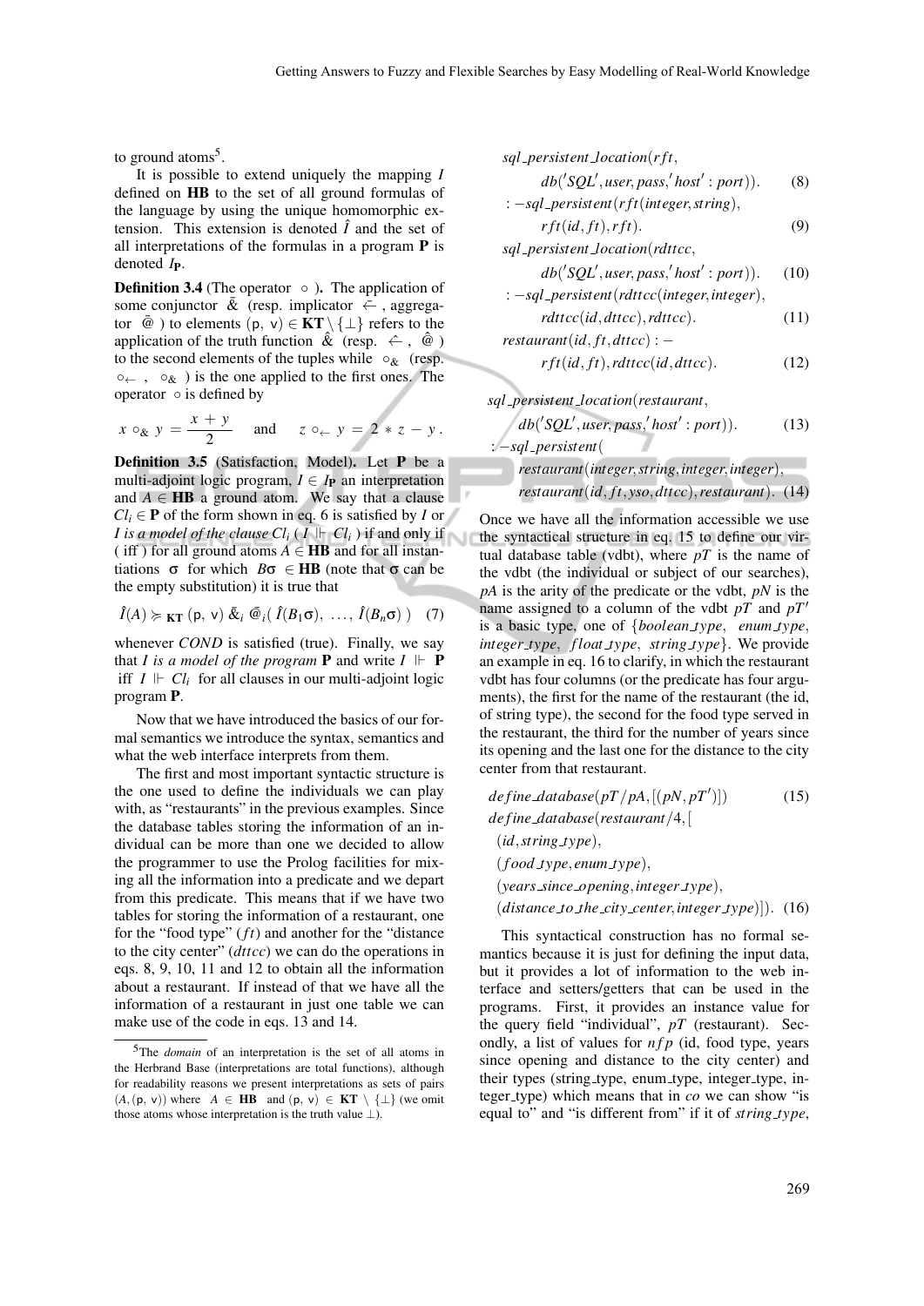to ground atoms[5].

It is possible to extend uniquely the mapping $I$ defined on **HB** to the set of all ground formulals of the language by using the unique homomorphic extension. This extension is denoted $\hat{I}$ and the set of all interpretations of the formulas in a program **P** is denoted $I_{\mathbf{P}}$.

**Definition 3.4** (The operator $\circ$ ). The application of some conjunctor $\bar{\&}$ (resp. implicator $\bar{\leftarrow}$, aggregator $\bar{@}$ ) to elements $(\mathsf{p}, \mathsf{v}) \in \mathbf{KT} \setminus \{\bot\}$ refers to the application of the truth function $\hat{\&}$ (resp. $\hat{\leftarrow}$, $\hat{@}$ ) to the second elements of the tuples while $\circ_{\&}$ (resp. $\circ_{\leftarrow}$, $\circ_{\&}$ ) is the one applied to the first ones. The operator $\circ$ is defined by

$$x \circ_{\&} y = \frac{x + y}{2} \quad \text{and} \quad z \circ_{\leftarrow} y = 2 * z - y .$$

**Definition 3.5** (Satisfaction, Model). Let **P** be a multi-adjoint logic program, $I \in I_{\mathbf{P}}$ an interpretation and $A \in \mathbf{HB}$ a ground atom. We say that a clause $Cl_i \in \mathbf{P}$ of the form shown in eq. 6 is satisfied by $I$ or *I is a model of the clause* $Cl_i$ ( $I \Vdash Cl_i$ ) if and only if ( iff ) for all ground atoms $A \in \mathbf{HB}$ and for all instantiations $\sigma$ for which $B\sigma \in \mathbf{HB}$ (note that $\sigma$ can be the empty substitution) it is true that

$$\hat{I}(A) \succcurlyeq_{\mathbf{KT}} (\mathsf{p}, \mathsf{v}) \,\bar{\&}_i\, \bar{@}_i(\, \hat{I}(B_1\sigma), \ \ldots, \ \hat{I}(B_n\sigma) \,) \quad (7)$$

whenever *COND* is satisfied (true). Finally, we say that *I is a model of the program* **P** and write $I \Vdash \mathbf{P}$ iff $I \Vdash Cl_i$ for all clauses in our multi-adjoint logic program **P**.

Now that we have introduced the basics of our formal semantics we introduce the syntax, semantics and what the web interface interprets from them.

The first and most important syntactic structure is the one used to define the individuals we can play with, as "restaurants" in the previous examples. Since the database tables storing the information of an individual can be more than one we decided to allow the programmer to use the Prolog facilities for mixing all the information into a predicate and we depart from this predicate. This means that if we have two tables for storing the information of a restaurant, one for the "food type" ($ft$) and another for the "distance to the city center" ($dttc$) we can do the operations in eqs. 8, 9, 10, 11 and 12 to obtain all the information about a restaurant. If instead of that we have all the information of a restaurant in just one table we can make use of the code in eqs. 13 and 14.

$$sql\_persistent\_location(rft,\; db('SQL', user, pass, 'host' : port)). \quad (8)$$

$$:- sql\_persistent(rft(integer, string),\; rft(id, ft), rft). \quad (9)$$

$$sql\_persistent\_location(rdttcc,\; db('SQL', user, pass, 'host' : port)). \quad (10)$$

$$:- sql\_persistent(rdttcc(integer, integer),\; rdttcc(id, dttcc), rdttcc). \quad (11)$$

$$restaurant(id, ft, dttcc) :- \; rft(id, ft), rdttcc(id, dttcc). \quad (12)$$

$$sql\_persistent\_location(restaurant,\; db('SQL', user, pass, 'host' : port)). \quad (13)$$

$$:- sql\_persistent(\; restaurant(integer, string, integer, integer),\; restaurant(id, ft, yso, dttcc), restaurant). \quad (14)$$

Once we have all the information accessible we use the syntactical structure in eq. 15 to define our virtual database table (vdbt), where $pT$ is the name of the vdbt (the individual or subject of our searches), $pA$ is the arity of the predicate or the vdbt, $pN$ is the name assigned to a column of the vdbt $pT$ and $pT'$ is a basic type, one of $\{boolean\_type,\ enum\_type,\ integer\_type,\ float\_type,\ string\_type\}$. We provide an example in eq. 16 to clarify, in which the restaurant vdbt has four columns (or the predicate has four arguments), the first for the name of the restaurant (the id, of string type), the second for the food type served in the restaurant, the third for the number of years since its opening and the last one for the distance to the city center from that restaurant.

$$define\_database(pT/pA, [(pN, pT')]) \quad (15)$$

$$define\_database(restaurant/4, [\; (id, string\_type),\; (food\_type, enum\_type),\; (years\_since\_opening, integer\_type),\; (distance\_to\_the\_city\_center, integer\_type)]). \quad (16)$$

This syntactical construction has no formal semantics because it is just for defining the input data, but it provides a lot of information to the web interface and setters/getters that can be used in the programs. First, it provides an instance value for the query field "individual", $pT$ (restaurant). Secondly, a list of values for $nfp$ (id, food type, years since opening and distance to the city center) and their types (string_type, enum_type, integer_type, integer_type) which means that in $co$ we can show "is equal to" and "is different from" if it of *string_type*,

[5] The *domain* of an interpretation is the set of all atoms in the Herbrand Base (interpretations are total functions), although for readability reasons we present interpretations as sets of pairs $(A, (\mathsf{p}, \mathsf{v}))$ where $A \in \mathbf{HB}$ and $(\mathsf{p}, \mathsf{v}) \in \mathbf{KT} \setminus \{\bot\}$ (we omit those atoms whose interpretation is the truth value $\bot$).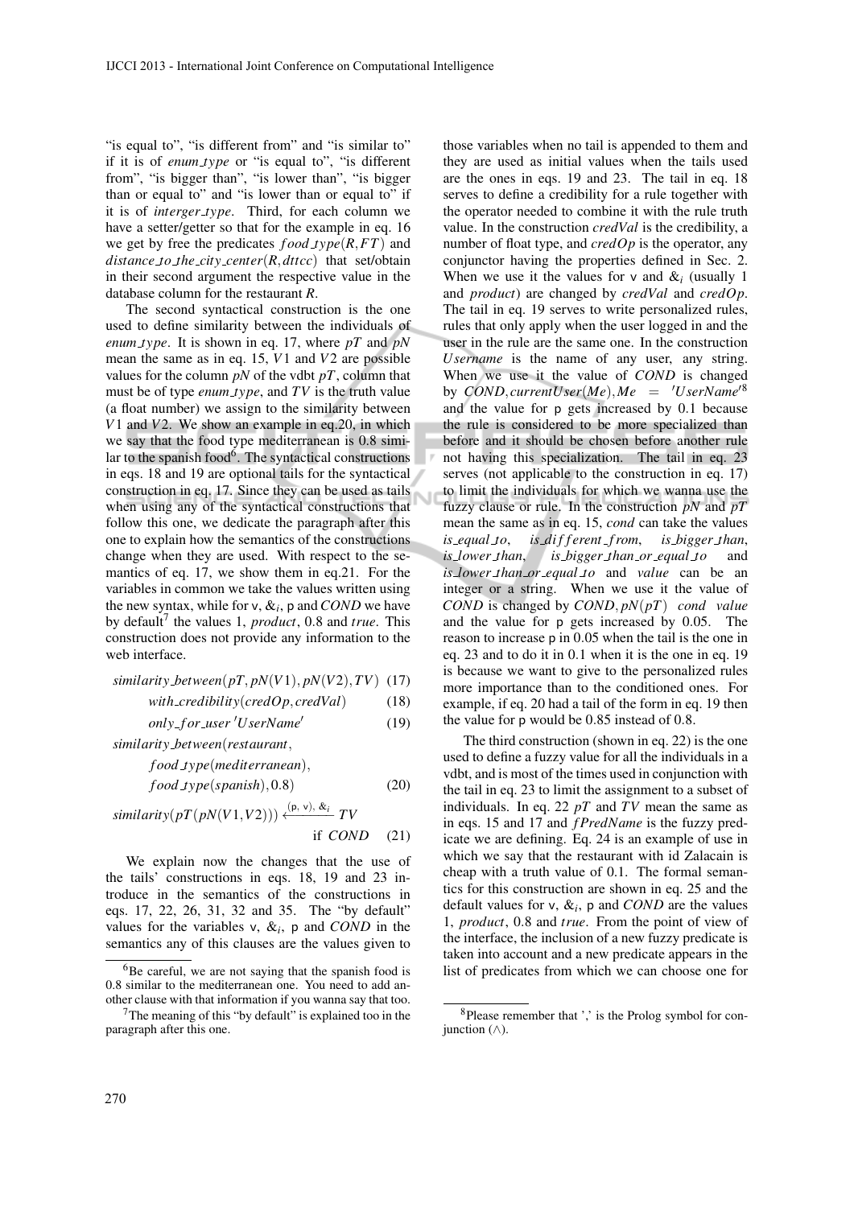"is equal to", "is different from" and "is similar to" if it is of *enum_type* or "is equal to", "is different from", "is bigger than", "is lower than", "is bigger than or equal to" and "is lower than or equal to" if it is of *interger_type*. Third, for each column we have a setter/getter so that for the example in eq. 16 we get by free the predicates $food\_type(R, FT)$ and $distance\_to\_the\_city\_center(R, dttcc)$ that set/obtain in their second argument the respective value in the database column for the restaurant $R$.

The second syntactical construction is the one used to define similarity between the individuals of *enum_type*. It is shown in eq. 17, where $pT$ and $pN$ mean the same as in eq. 15, $V1$ and $V2$ are possible values for the column $pN$ of the vdbt $pT$, column that must be of type *enum_type*, and $TV$ is the truth value (a float number) we assign to the similarity between $V1$ and $V2$. We show an example in eq.20, in which we say that the food type mediterranean is 0.8 similar to the spanish food[6]. The syntactical constructions in eqs. 18 and 19 are optional tails for the syntactical construction in eq. 17. Since they can be used as tails when using any of the syntactical constructions that follow this one, we dedicate the paragraph after this one to explain how the semantics of the constructions change when they are used. With respect to the semantics of eq. 17, we show them in eq.21. For the variables in common we take the values written using the new syntax, while for v, $\&_i$, p and $COND$ we have by default[7] the values 1, *product*, 0.8 and *true*. This construction does not provide any information to the web interface.

$$similarity\_between(pT, pN(V1), pN(V2), TV) \quad (17)$$

$$with\_credibility(credOp, credVal) \quad (18)$$

$$only\_for\_user\ 'UserName' \quad (19)$$

$$similarity\_between(restaurant, food\_type(mediterranean), food\_type(spanish), 0.8) \quad (20)$$

$$similarity(pT(pN(V1, V2))) \xleftarrow{(\mathsf{p},\ \mathsf{v}),\ \&_i} TV \quad \text{if } COND \quad (21)$$

We explain now the changes that the use of the tails' constructions in eqs. 18, 19 and 23 introduce in the semantics of the constructions in eqs. 17, 22, 26, 31, 32 and 35. The "by default" values for the variables v, $\&_i$, p and $COND$ in the semantics any of this clauses are the values given to those variables when no tail is appended to them and they are used as initial values when the tails used are the ones in eqs. 19 and 23. The tail in eq. 18 serves to define a credibility for a rule together with the operator needed to combine it with the rule truth value. In the construction *credVal* is the credibility, a number of float type, and *credOp* is the operator, any conjunctor having the properties defined in Sec. 2. When we use it the values for v and $\&_i$ (usually 1 and *product*) are changed by *credVal* and *credOp*. The tail in eq. 19 serves to write personalized rules, rules that only apply when the user logged in and the user in the rule are the same one. In the construction *Username* is the name of any user, any string. When we use it the value of $COND$ is changed by $COND, currentUser(Me), Me = 'UserName'$[8] and the value for p gets increased by 0.1 because the rule is considered to be more specialized than before and it should be chosen before another rule not having this specialization. The tail in eq. 23 serves (not applicable to the construction in eq. 17) to limit the individuals for which we wanna use the fuzzy clause or rule. In the construction $pN$ and $pT$ mean the same as in eq. 15, *cond* can take the values *is_equal_to*, *is_different_from*, *is_bigger_than*, *is_lower_than*, *is_bigger_than_or_equal_to* and *is_lower_than_or_equal_to* and *value* can be an integer or a string. When we use it the value of $COND$ is changed by $COND, pN(pT)\ \ cond\ \ value$ and the value for p gets increased by 0.05. The reason to increase p in 0.05 when the tail is the one in eq. 23 and to do it in 0.1 when it is the one in eq. 19 is because we want to give to the personalized rules more importance than to the conditioned ones. For example, if eq. 20 had a tail of the form in eq. 19 then the value for p would be 0.85 instead of 0.8.

The third construction (shown in eq. 22) is the one used to define a fuzzy value for all the individuals in a vdbt, and is most of the times used in conjunction with the tail in eq. 23 to limit the assignment to a subset of individuals. In eq. 22 $pT$ and $TV$ mean the same as in eqs. 15 and 17 and $fPredName$ is the fuzzy predicate we are defining. Eq. 24 is an example of use in which we say that the restaurant with id Zalacain is cheap with a truth value of 0.1. The formal semantics for this construction are shown in eq. 25 and the default values for v, $\&_i$, p and $COND$ are the values 1, *product*, 0.8 and *true*. From the point of view of the interface, the inclusion of a new fuzzy predicate is taken into account and a new predicate appears in the list of predicates from which we can choose one for

---

[6] Be careful, we are not saying that the spanish food is 0.8 similar to the mediterranean one. You need to add another clause with that information if you wanna say that too.

[7] The meaning of this "by default" is explained too in the paragraph after this one.

[8] Please remember that ',' is the Prolog symbol for conjunction ($\wedge$).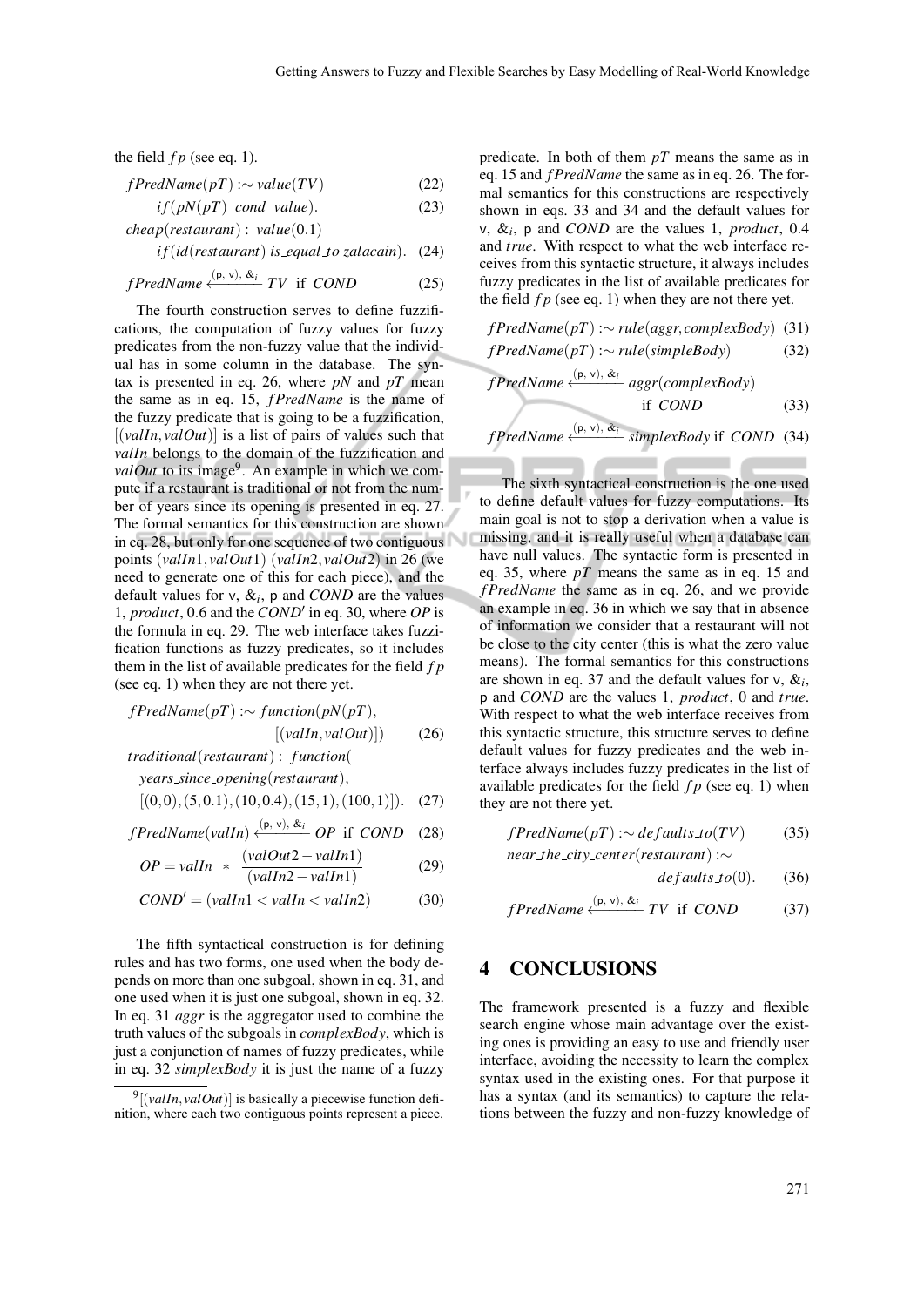the field $fp$ (see eq. 1).

$$fPredName(pT) :\sim value(TV) \quad (22)$$

$$if(pN(pT)\ cond\ value). \quad (23)$$

$$cheap(restaurant) :\ value(0.1)$$

$$if(id(restaurant)\ is\_equal\_to\ zalacain). \quad (24)$$

$$fPredName \xleftarrow{(\mathsf{p},\ \mathsf{v}),\ \&_i} TV \text{ if } COND \quad (25)$$

The fourth construction serves to define fuzzifications, the computation of fuzzy values for fuzzy predicates from the non-fuzzy value that the individual has in some column in the database. The syntax is presented in eq. 26, where $pN$ and $pT$ mean the same as in eq. 15, $fPredName$ is the name of the fuzzy predicate that is going to be a fuzzification, $[(valIn, valOut)]$ is a list of pairs of values such that $valIn$ belongs to the domain of the fuzzification and $valOut$ to its image[9]. An example in which we compute if a restaurant is traditional or not from the number of years since its opening is presented in eq. 27. The formal semantics for this construction are shown in eq. 28, but only for one sequence of two contiguous points $(valIn1, valOut1)$ $(valIn2, valOut2)$ in 26 (we need to generate one of this for each piece), and the default values for v, $\&_i$, p and $COND$ are the values 1, *product*, 0.6 and the $COND'$ in eq. 30, where $OP$ is the formula in eq. 29. The web interface takes fuzzification functions as fuzzy predicates, so it includes them in the list of available predicates for the field $fp$ (see eq. 1) when they are not there yet.

$$fPredName(pT) :\sim function(pN(pT), [(valIn, valOut)]) \quad (26)$$

$$traditional(restaurant) :\ function(years\_since\_opening(restaurant), [(0,0),(5,0.1),(10,0.4),(15,1),(100,1)]). \quad (27)$$

$$fPredName(valIn) \xleftarrow{(\mathsf{p},\ \mathsf{v}),\ \&_i} OP \text{ if } COND \quad (28)$$

$$OP = valIn \ * \ \frac{(valOut2 - valIn1)}{(valIn2 - valIn1)} \quad (29)$$

$$COND' = (valIn1 < valIn < valIn2) \quad (30)$$

The fifth syntactical construction is for defining rules and has two forms, one used when the body depends on more than one subgoal, shown in eq. 31, and one used when it is just one subgoal, shown in eq. 32. In eq. 31 $aggr$ is the aggregator used to combine the truth values of the subgoals in $complexBody$, which is just a conjunction of names of fuzzy predicates, while in eq. 32 $simplexBody$ it is just the name of a fuzzy predicate. In both of them $pT$ means the same as in eq. 15 and $fPredName$ the same as in eq. 26. The formal semantics for this constructions are respectively shown in eqs. 33 and 34 and the default values for v, $\&_i$, p and $COND$ are the values 1, *product*, 0.4 and *true*. With respect to what the web interface receives from this syntactic structure, it always includes fuzzy predicates in the list of available predicates for the field $fp$ (see eq. 1) when they are not there yet.

$$fPredName(pT) :\sim rule(aggr, complexBody) \quad (31)$$

$$fPredName(pT) :\sim rule(simpleBody) \quad (32)$$

$$fPredName \xleftarrow{(\mathsf{p},\ \mathsf{v}),\ \&_i} aggr(complexBody) \text{ if } COND \quad (33)$$

$$fPredName \xleftarrow{(\mathsf{p},\ \mathsf{v}),\ \&_i} simplexBody \text{ if } COND \quad (34)$$

The sixth syntactical construction is the one used to define default values for fuzzy computations. Its main goal is not to stop a derivation when a value is missing, and it is really useful when a database can have null values. The syntactic form is presented in eq. 35, where $pT$ means the same as in eq. 15 and $fPredName$ the same as in eq. 26, and we provide an example in eq. 36 in which we say that in absence of information we consider that a restaurant will not be close to the city center (this is what the zero value means). The formal semantics for this constructions are shown in eq. 37 and the default values for v, $\&_i$, p and $COND$ are the values 1, *product*, 0 and *true*. With respect to what the web interface receives from this syntactic structure, this structure serves to define default values for fuzzy predicates and the web interface always includes fuzzy predicates in the list of available predicates for the field $fp$ (see eq. 1) when they are not there yet.

$$fPredName(pT) :\sim defaults\_to(TV) \quad (35)$$

$$near\_the\_city\_center(restaurant) :\sim defaults\_to(0). \quad (36)$$

$$fPredName \xleftarrow{(\mathsf{p},\ \mathsf{v}),\ \&_i} TV \text{ if } COND \quad (37)$$

## 4 CONCLUSIONS

The framework presented is a fuzzy and flexible search engine whose main advantage over the existing ones is providing an easy to use and friendly user interface, avoiding the necessity to learn the complex syntax used in the existing ones. For that purpose it has a syntax (and its semantics) to capture the relations between the fuzzy and non-fuzzy knowledge of

[9] $[(valIn, valOut)]$ is basically a piecewise function definition, where each two contiguous points represent a piece.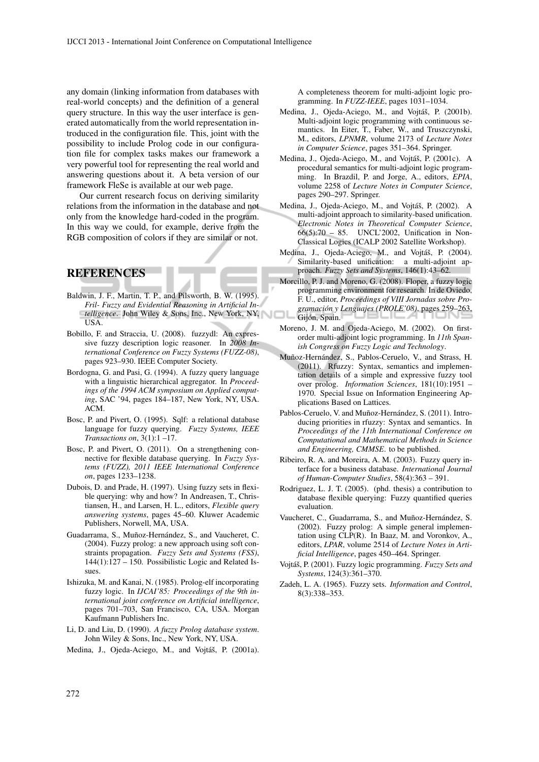any domain (linking information from databases with real-world concepts) and the definition of a general query structure. In this way the user interface is generated automatically from the world representation introduced in the configuration file. This, joint with the possibility to include Prolog code in our configuration file for complex tasks makes our framework a very powerful tool for representing the real world and answering questions about it. A beta version of our framework FleSe is available at our web page.

Our current research focus on deriving similarity relations from the information in the database and not only from the knowledge hard-coded in the program. In this way we could, for example, derive from the RGB composition of colors if they are similar or not.

## REFERENCES

Baldwin, J. F., Martin, T. P., and Pilsworth, B. W. (1995). *Fril- Fuzzy and Evidential Reasoning in Artificial Intelligence*. John Wiley & Sons, Inc., New York, NY, USA.

Bobillo, F. and Straccia, U. (2008). fuzzydl: An expressive fuzzy description logic reasoner. In *2008 International Conference on Fuzzy Systems (FUZZ-08)*, pages 923–930. IEEE Computer Society.

Bordogna, G. and Pasi, G. (1994). A fuzzy query language with a linguistic hierarchical aggregator. In *Proceedings of the 1994 ACM symposium on Applied computing*, SAC '94, pages 184–187, New York, NY, USA. ACM.

Bosc, P. and Pivert, O. (1995). Sqlf: a relational database language for fuzzy querying. *Fuzzy Systems, IEEE Transactions on*, 3(1):1 –17.

Bosc, P. and Pivert, O. (2011). On a strengthening connective for flexible database querying. In *Fuzzy Systems (FUZZ), 2011 IEEE International Conference on*, pages 1233–1238.

Dubois, D. and Prade, H. (1997). Using fuzzy sets in flexible querying: why and how? In Andreasen, T., Christiansen, H., and Larsen, H. L., editors, *Flexible query answering systems*, pages 45–60. Kluwer Academic Publishers, Norwell, MA, USA.

Guadarrama, S., Muñoz-Hernández, S., and Vaucheret, C. (2004). Fuzzy prolog: a new approach using soft constraints propagation. *Fuzzy Sets and Systems (FSS)*, 144(1):127 – 150. Possibilistic Logic and Related Issues.

Ishizuka, M. and Kanai, N. (1985). Prolog-elf incorporating fuzzy logic. In *IJCAI'85: Proceedings of the 9th international joint conference on Artificial intelligence*, pages 701–703, San Francisco, CA, USA. Morgan Kaufmann Publishers Inc.

Li, D. and Liu, D. (1990). *A fuzzy Prolog database system*. John Wiley & Sons, Inc., New York, NY, USA.

Medina, J., Ojeda-Aciego, M., and Vojtáš, P. (2001a). A completeness theorem for multi-adjoint logic programming. In *FUZZ-IEEE*, pages 1031–1034.

Medina, J., Ojeda-Aciego, M., and Vojtáš, P. (2001b). Multi-adjoint logic programming with continuous semantics. In Eiter, T., Faber, W., and Truszczynski, M., editors, *LPNMR*, volume 2173 of *Lecture Notes in Computer Science*, pages 351–364. Springer.

Medina, J., Ojeda-Aciego, M., and Vojtáš, P. (2001c). A procedural semantics for multi-adjoint logic programming. In Brazdil, P. and Jorge, A., editors, *EPIA*, volume 2258 of *Lecture Notes in Computer Science*, pages 290–297. Springer.

Medina, J., Ojeda-Aciego, M., and Vojtáš, P. (2002). A multi-adjoint approach to similarity-based unification. *Electronic Notes in Theoretical Computer Science*, 66(5):70 – 85. UNCL'2002, Unification in Non-Classical Logics (ICALP 2002 Satellite Workshop).

Medina, J., Ojeda-Aciego, M., and Vojtáš, P. (2004). Similarity-based unification: a multi-adjoint approach. *Fuzzy Sets and Systems*, 146(1):43–62.

Morcillo, P. J. and Moreno, G. (2008). Floper, a fuzzy logic programming environment for research. In de Oviedo, F. U., editor, *Proceedings of VIII Jornadas sobre Programación y Lenguajes (PROLE'08)*, pages 259–263, Gijón, Spain.

Moreno, J. M. and Ojeda-Aciego, M. (2002). On first-order multi-adjoint logic programming. In *11th Spanish Congress on Fuzzy Logic and Technology*.

Muñoz-Hernández, S., Pablos-Ceruelo, V., and Strass, H. (2011). Rfuzzy: Syntax, semantics and implementation details of a simple and expressive fuzzy tool over prolog. *Information Sciences*, 181(10):1951 – 1970. Special Issue on Information Engineering Applications Based on Lattices.

Pablos-Ceruelo, V. and Muñoz-Hernández, S. (2011). Introducing priorities in rfuzzy: Syntax and semantics. In *Proceedings of the 11th International Conference on Computational and Mathematical Methods in Science and Engineering, CMMSE*. to be published.

Ribeiro, R. A. and Moreira, A. M. (2003). Fuzzy query interface for a business database. *International Journal of Human-Computer Studies*, 58(4):363 – 391.

Rodriguez, L. J. T. (2005). (phd. thesis) a contribution to database flexible querying: Fuzzy quantified queries evaluation.

Vaucheret, C., Guadarrama, S., and Muñoz-Hernández, S. (2002). Fuzzy prolog: A simple general implementation using CLP(R). In Baaz, M. and Voronkov, A., editors, *LPAR*, volume 2514 of *Lecture Notes in Artificial Intelligence*, pages 450–464. Springer.

Vojtáš, P. (2001). Fuzzy logic programming. *Fuzzy Sets and Systems*, 124(3):361–370.

Zadeh, L. A. (1965). Fuzzy sets. *Information and Control*, 8(3):338–353.